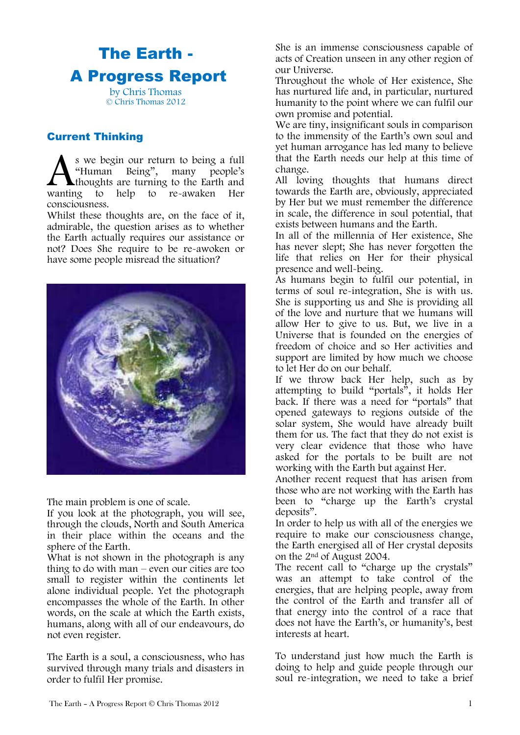# The Earth - A Progress Report

by Chris Thomas
© Chris Thomas 2012

## Current Thinking

As we begin our return to being a full "Human Being", many people's thoughts are turning to the Earth and wanting to help to re-awaken Her consciousness.

Whilst these thoughts are, on the face of it, admirable, the question arises as to whether the Earth actually requires our assistance or not? Does She require to be re-awoken or have some people misread the situation?

The main problem is one of scale.

If you look at the photograph, you will see, through the clouds, North and South America in their place within the oceans and the sphere of the Earth.

What is not shown in the photograph is any thing to do with man – even our cities are too small to register within the continents let alone individual people. Yet the photograph encompasses the whole of the Earth. In other words, on the scale at which the Earth exists, humans, along with all of our endeavours, do not even register.

The Earth is a soul, a consciousness, who has survived through many trials and disasters in order to fulfil Her promise.

She is an immense consciousness capable of acts of Creation unseen in any other region of our Universe.

Throughout the whole of Her existence, She has nurtured life and, in particular, nurtured humanity to the point where we can fulfil our own promise and potential.

We are tiny, insignificant souls in comparison to the immensity of the Earth's own soul and yet human arrogance has led many to believe that the Earth needs our help at this time of change.

All loving thoughts that humans direct towards the Earth are, obviously, appreciated by Her but we must remember the difference in scale, the difference in soul potential, that exists between humans and the Earth.

In all of the millennia of Her existence, She has never slept; She has never forgotten the life that relies on Her for their physical presence and well-being.

As humans begin to fulfil our potential, in terms of soul re-integration, She is with us. She is supporting us and She is providing all of the love and nurture that we humans will allow Her to give to us. But, we live in a Universe that is founded on the energies of freedom of choice and so Her activities and support are limited by how much we choose to let Her do on our behalf.

If we throw back Her help, such as by attempting to build "portals", it holds Her back. If there was a need for "portals" that opened gateways to regions outside of the solar system, She would have already built them for us. The fact that they do not exist is very clear evidence that those who have asked for the portals to be built are not working with the Earth but against Her.

Another recent request that has arisen from those who are not working with the Earth has been to "charge up the Earth's crystal deposits".

In order to help us with all of the energies we require to make our consciousness change, the Earth energised all of Her crystal deposits on the 2nd of August 2004.

The recent call to "charge up the crystals" was an attempt to take control of the energies, that are helping people, away from the control of the Earth and transfer all of that energy into the control of a race that does not have the Earth's, or humanity's, best interests at heart.

To understand just how much the Earth is doing to help and guide people through our soul re-integration, we need to take a brief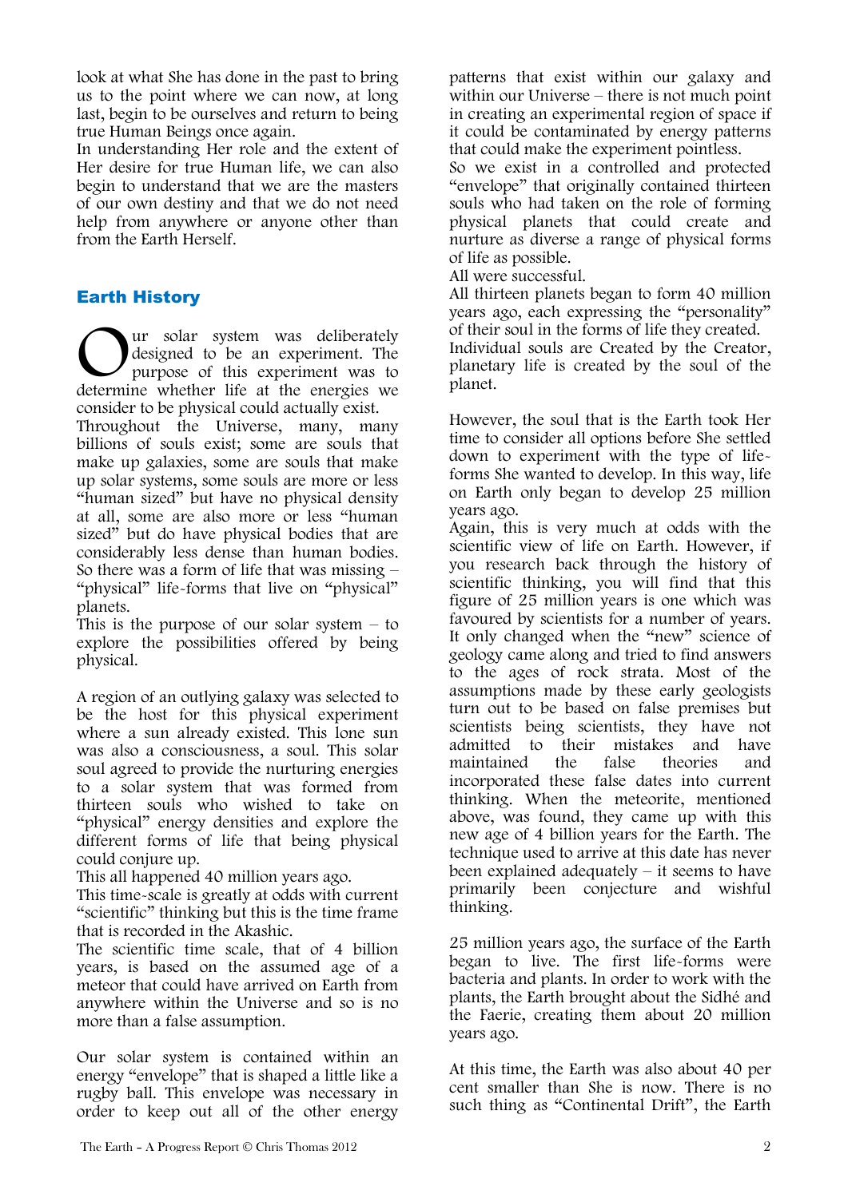look at what She has done in the past to bring us to the point where we can now, at long last, begin to be ourselves and return to being true Human Beings once again.
In understanding Her role and the extent of Her desire for true Human life, we can also begin to understand that we are the masters of our own destiny and that we do not need help from anywhere or anyone other than from the Earth Herself.

## Earth History

Our solar system was deliberately designed to be an experiment. The purpose of this experiment was to determine whether life at the energies we consider to be physical could actually exist.
Throughout the Universe, many, many billions of souls exist; some are souls that make up galaxies, some are souls that make up solar systems, some souls are more or less "human sized" but have no physical density at all, some are also more or less "human sized" but do have physical bodies that are considerably less dense than human bodies. So there was a form of life that was missing – "physical" life-forms that live on "physical" planets.
This is the purpose of our solar system – to explore the possibilities offered by being physical.

A region of an outlying galaxy was selected to be the host for this physical experiment where a sun already existed. This lone sun was also a consciousness, a soul. This solar soul agreed to provide the nurturing energies to a solar system that was formed from thirteen souls who wished to take on "physical" energy densities and explore the different forms of life that being physical could conjure up.
This all happened 40 million years ago.
This time-scale is greatly at odds with current "scientific" thinking but this is the time frame that is recorded in the Akashic.
The scientific time scale, that of 4 billion years, is based on the assumed age of a meteor that could have arrived on Earth from anywhere within the Universe and so is no more than a false assumption.

Our solar system is contained within an energy "envelope" that is shaped a little like a rugby ball. This envelope was necessary in order to keep out all of the other energy patterns that exist within our galaxy and within our Universe – there is not much point in creating an experimental region of space if it could be contaminated by energy patterns that could make the experiment pointless.
So we exist in a controlled and protected "envelope" that originally contained thirteen souls who had taken on the role of forming physical planets that could create and nurture as diverse a range of physical forms of life as possible.
All were successful.
All thirteen planets began to form 40 million years ago, each expressing the "personality" of their soul in the forms of life they created.
Individual souls are Created by the Creator, planetary life is created by the soul of the planet.

However, the soul that is the Earth took Her time to consider all options before She settled down to experiment with the type of life-forms She wanted to develop. In this way, life on Earth only began to develop 25 million years ago.
Again, this is very much at odds with the scientific view of life on Earth. However, if you research back through the history of scientific thinking, you will find that this figure of 25 million years is one which was favoured by scientists for a number of years. It only changed when the "new" science of geology came along and tried to find answers to the ages of rock strata. Most of the assumptions made by these early geologists turn out to be based on false premises but scientists being scientists, they have not admitted to their mistakes and have maintained the false theories and incorporated these false dates into current thinking. When the meteorite, mentioned above, was found, they came up with this new age of 4 billion years for the Earth. The technique used to arrive at this date has never been explained adequately – it seems to have primarily been conjecture and wishful thinking.

25 million years ago, the surface of the Earth began to live. The first life-forms were bacteria and plants. In order to work with the plants, the Earth brought about the Sidhé and the Faerie, creating them about 20 million years ago.

At this time, the Earth was also about 40 per cent smaller than She is now. There is no such thing as "Continental Drift", the Earth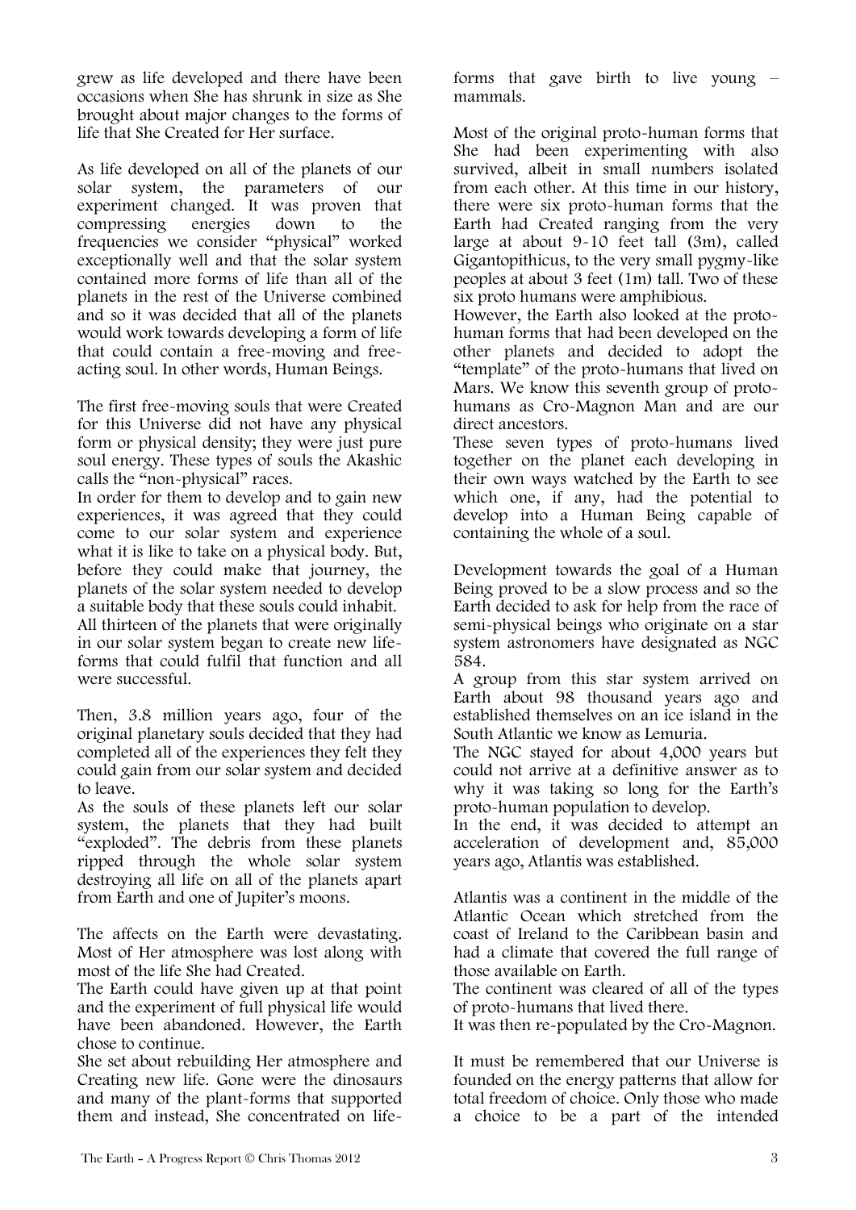grew as life developed and there have been occasions when She has shrunk in size as She brought about major changes to the forms of life that She Created for Her surface.

As life developed on all of the planets of our solar system, the parameters of our experiment changed. It was proven that compressing energies down to the frequencies we consider "physical" worked exceptionally well and that the solar system contained more forms of life than all of the planets in the rest of the Universe combined and so it was decided that all of the planets would work towards developing a form of life that could contain a free-moving and free-acting soul. In other words, Human Beings.

The first free-moving souls that were Created for this Universe did not have any physical form or physical density; they were just pure soul energy. These types of souls the Akashic calls the "non-physical" races.

In order for them to develop and to gain new experiences, it was agreed that they could come to our solar system and experience what it is like to take on a physical body. But, before they could make that journey, the planets of the solar system needed to develop a suitable body that these souls could inhabit.

All thirteen of the planets that were originally in our solar system began to create new life-forms that could fulfil that function and all were successful.

Then, 3.8 million years ago, four of the original planetary souls decided that they had completed all of the experiences they felt they could gain from our solar system and decided to leave.

As the souls of these planets left our solar system, the planets that they had built "exploded". The debris from these planets ripped through the whole solar system destroying all life on all of the planets apart from Earth and one of Jupiter's moons.

The affects on the Earth were devastating. Most of Her atmosphere was lost along with most of the life She had Created.

The Earth could have given up at that point and the experiment of full physical life would have been abandoned. However, the Earth chose to continue.

She set about rebuilding Her atmosphere and Creating new life. Gone were the dinosaurs and many of the plant-forms that supported them and instead, She concentrated on life-forms that gave birth to live young – mammals.

Most of the original proto-human forms that She had been experimenting with also survived, albeit in small numbers isolated from each other. At this time in our history, there were six proto-human forms that the Earth had Created ranging from the very large at about 9-10 feet tall (3m), called Gigantopithicus, to the very small pygmy-like peoples at about 3 feet (1m) tall. Two of these six proto humans were amphibious.

However, the Earth also looked at the proto-human forms that had been developed on the other planets and decided to adopt the "template" of the proto-humans that lived on Mars. We know this seventh group of proto-humans as Cro-Magnon Man and are our direct ancestors.

These seven types of proto-humans lived together on the planet each developing in their own ways watched by the Earth to see which one, if any, had the potential to develop into a Human Being capable of containing the whole of a soul.

Development towards the goal of a Human Being proved to be a slow process and so the Earth decided to ask for help from the race of semi-physical beings who originate on a star system astronomers have designated as NGC 584.

A group from this star system arrived on Earth about 98 thousand years ago and established themselves on an ice island in the South Atlantic we know as Lemuria.

The NGC stayed for about 4,000 years but could not arrive at a definitive answer as to why it was taking so long for the Earth's proto-human population to develop.

In the end, it was decided to attempt an acceleration of development and, 85,000 years ago, Atlantis was established.

Atlantis was a continent in the middle of the Atlantic Ocean which stretched from the coast of Ireland to the Caribbean basin and had a climate that covered the full range of those available on Earth.

The continent was cleared of all of the types of proto-humans that lived there.

It was then re-populated by the Cro-Magnon.

It must be remembered that our Universe is founded on the energy patterns that allow for total freedom of choice. Only those who made a choice to be a part of the intended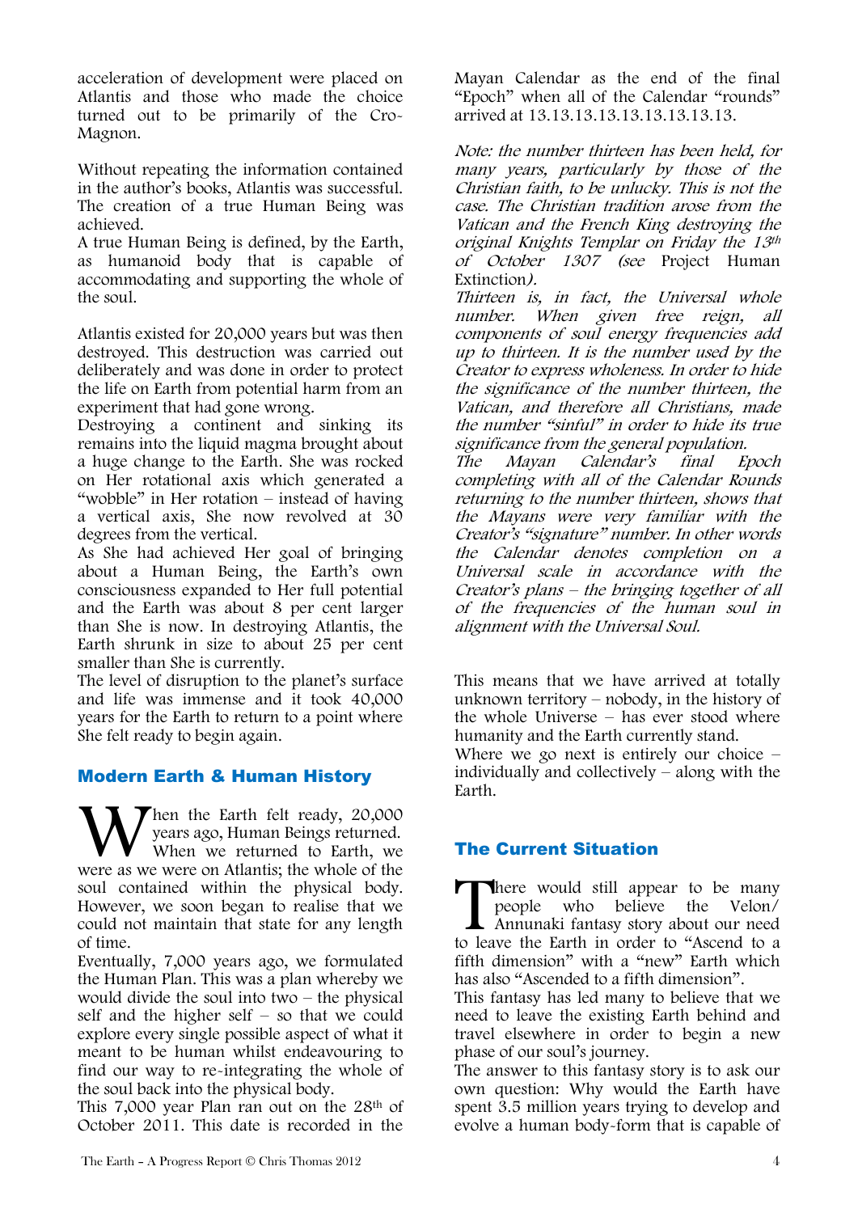acceleration of development were placed on Atlantis and those who made the choice turned out to be primarily of the Cro-Magnon.

Without repeating the information contained in the author's books, Atlantis was successful. The creation of a true Human Being was achieved.
A true Human Being is defined, by the Earth, as humanoid body that is capable of accommodating and supporting the whole of the soul.

Atlantis existed for 20,000 years but was then destroyed. This destruction was carried out deliberately and was done in order to protect the life on Earth from potential harm from an experiment that had gone wrong.
Destroying a continent and sinking its remains into the liquid magma brought about a huge change to the Earth. She was rocked on Her rotational axis which generated a "wobble" in Her rotation – instead of having a vertical axis, She now revolved at 30 degrees from the vertical.
As She had achieved Her goal of bringing about a Human Being, the Earth's own consciousness expanded to Her full potential and the Earth was about 8 per cent larger than She is now. In destroying Atlantis, the Earth shrunk in size to about 25 per cent smaller than She is currently.
The level of disruption to the planet's surface and life was immense and it took 40,000 years for the Earth to return to a point where She felt ready to begin again.

## Modern Earth & Human History

When the Earth felt ready, 20,000 years ago, Human Beings returned. When we returned to Earth, we were as we were on Atlantis; the whole of the soul contained within the physical body. However, we soon began to realise that we could not maintain that state for any length of time.
Eventually, 7,000 years ago, we formulated the Human Plan. This was a plan whereby we would divide the soul into two – the physical self and the higher self – so that we could explore every single possible aspect of what it meant to be human whilst endeavouring to find our way to re-integrating the whole of the soul back into the physical body.
This 7,000 year Plan ran out on the 28th of October 2011. This date is recorded in the Mayan Calendar as the end of the final "Epoch" when all of the Calendar "rounds" arrived at 13.13.13.13.13.13.13.13.13.

*Note: the number thirteen has been held, for many years, particularly by those of the Christian faith, to be unlucky. This is not the case. The Christian tradition arose from the Vatican and the French King destroying the original Knights Templar on Friday the 13th of October 1307 (see* Project Human Extinction*).*
*Thirteen is, in fact, the Universal whole number. When given free reign, all components of soul energy frequencies add up to thirteen. It is the number used by the Creator to express wholeness. In order to hide the significance of the number thirteen, the Vatican, and therefore all Christians, made the number "sinful" in order to hide its true significance from the general population.*
*The Mayan Calendar's final Epoch completing with all of the Calendar Rounds returning to the number thirteen, shows that the Mayans were very familiar with the Creator's "signature" number. In other words the Calendar denotes completion on a Universal scale in accordance with the Creator's plans – the bringing together of all of the frequencies of the human soul in alignment with the Universal Soul.*

This means that we have arrived at totally unknown territory – nobody, in the history of the whole Universe – has ever stood where humanity and the Earth currently stand.
Where we go next is entirely our choice – individually and collectively – along with the Earth.

## The Current Situation

There would still appear to be many people who believe the Velon/ Annunaki fantasy story about our need to leave the Earth in order to "Ascend to a fifth dimension" with a "new" Earth which has also "Ascended to a fifth dimension".
This fantasy has led many to believe that we need to leave the existing Earth behind and travel elsewhere in order to begin a new phase of our soul's journey.
The answer to this fantasy story is to ask our own question: Why would the Earth have spent 3.5 million years trying to develop and evolve a human body-form that is capable of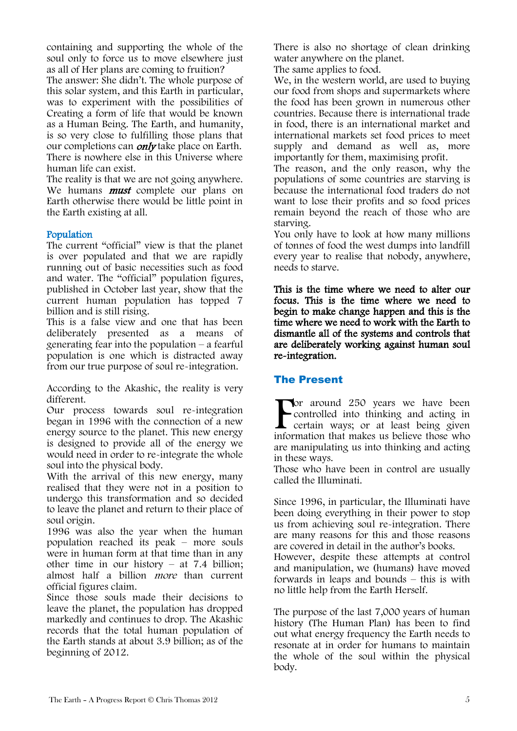containing and supporting the whole of the soul only to force us to move elsewhere just as all of Her plans are coming to fruition?
The answer: She didn't. The whole purpose of this solar system, and this Earth in particular, was to experiment with the possibilities of Creating a form of life that would be known as a Human Being. The Earth, and humanity, is so very close to fulfilling those plans that our completions can ***only*** take place on Earth. There is nowhere else in this Universe where human life can exist.
The reality is that we are not going anywhere. We humans ***must*** complete our plans on Earth otherwise there would be little point in the Earth existing at all.

## Population

The current "official" view is that the planet is over populated and that we are rapidly running out of basic necessities such as food and water. The "official" population figures, published in October last year, show that the current human population has topped 7 billion and is still rising.
This is a false view and one that has been deliberately presented as a means of generating fear into the population – a fearful population is one which is distracted away from our true purpose of soul re-integration.

According to the Akashic, the reality is very different.
Our process towards soul re-integration began in 1996 with the connection of a new energy source to the planet. This new energy is designed to provide all of the energy we would need in order to re-integrate the whole soul into the physical body.
With the arrival of this new energy, many realised that they were not in a position to undergo this transformation and so decided to leave the planet and return to their place of soul origin.
1996 was also the year when the human population reached its peak – more souls were in human form at that time than in any other time in our history – at 7.4 billion; almost half a billion *more* than current official figures claim.
Since those souls made their decisions to leave the planet, the population has dropped markedly and continues to drop. The Akashic records that the total human population of the Earth stands at about 3.9 billion; as of the beginning of 2012.

There is also no shortage of clean drinking water anywhere on the planet.
The same applies to food.
We, in the western world, are used to buying our food from shops and supermarkets where the food has been grown in numerous other countries. Because there is international trade in food, there is an international market and international markets set food prices to meet supply and demand as well as, more importantly for them, maximising profit.
The reason, and the only reason, why the populations of some countries are starving is because the international food traders do not want to lose their profits and so food prices remain beyond the reach of those who are starving.
You only have to look at how many millions of tonnes of food the west dumps into landfill every year to realise that nobody, anywhere, needs to starve.

**This is the time where we need to alter our focus. This is the time where we need to begin to make change happen and this is the time where we need to work with the Earth to dismantle all of the systems and controls that are deliberately working against human soul re-integration.**

## The Present

For around 250 years we have been controlled into thinking and acting in certain ways; or at least being given information that makes us believe those who are manipulating us into thinking and acting in these ways.
Those who have been in control are usually called the Illuminati.

Since 1996, in particular, the Illuminati have been doing everything in their power to stop us from achieving soul re-integration. There are many reasons for this and those reasons are covered in detail in the author's books.
However, despite these attempts at control and manipulation, we (humans) have moved forwards in leaps and bounds – this is with no little help from the Earth Herself.

The purpose of the last 7,000 years of human history (The Human Plan) has been to find out what energy frequency the Earth needs to resonate at in order for humans to maintain the whole of the soul within the physical body.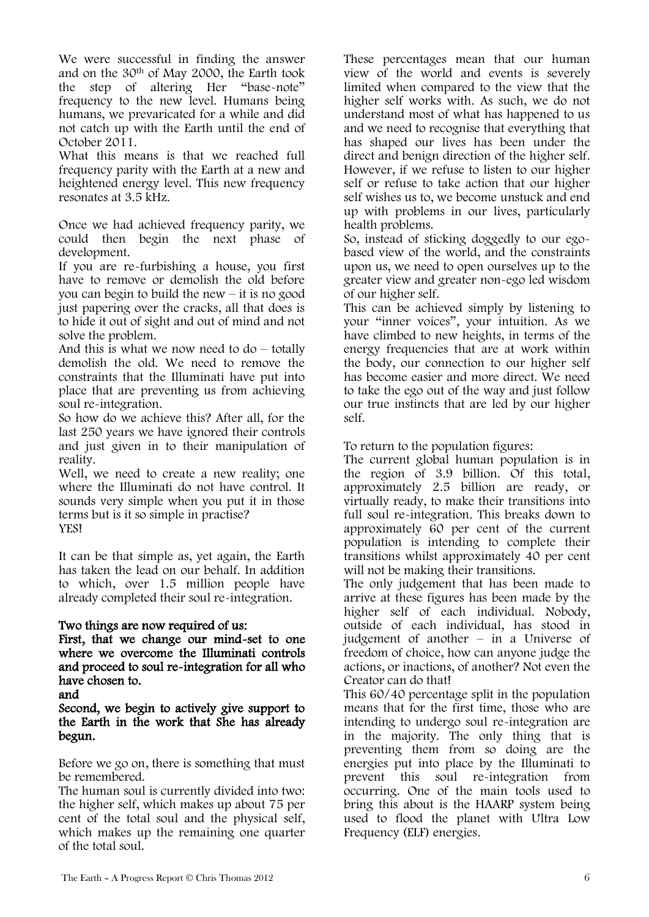We were successful in finding the answer and on the 30th of May 2000, the Earth took the step of altering Her "base-note" frequency to the new level. Humans being humans, we prevaricated for a while and did not catch up with the Earth until the end of October 2011.

What this means is that we reached full frequency parity with the Earth at a new and heightened energy level. This new frequency resonates at 3.5 kHz.

Once we had achieved frequency parity, we could then begin the next phase of development.

If you are re-furbishing a house, you first have to remove or demolish the old before you can begin to build the new – it is no good just papering over the cracks, all that does is to hide it out of sight and out of mind and not solve the problem.

And this is what we now need to do – totally demolish the old. We need to remove the constraints that the Illuminati have put into place that are preventing us from achieving soul re-integration.

So how do we achieve this? After all, for the last 250 years we have ignored their controls and just given in to their manipulation of reality.

Well, we need to create a new reality; one where the Illuminati do not have control. It sounds very simple when you put it in those terms but is it so simple in practise?
YES!

It can be that simple as, yet again, the Earth has taken the lead on our behalf. In addition to which, over 1.5 million people have already completed their soul re-integration.

**Two things are now required of us:**

**First, that we change our mind-set to one where we overcome the Illuminati controls and proceed to soul re-integration for all who have chosen to.**

**and**

**Second, we begin to actively give support to the Earth in the work that She has already begun.**

Before we go on, there is something that must be remembered.

The human soul is currently divided into two: the higher self, which makes up about 75 per cent of the total soul and the physical self, which makes up the remaining one quarter of the total soul.

These percentages mean that our human view of the world and events is severely limited when compared to the view that the higher self works with. As such, we do not understand most of what has happened to us and we need to recognise that everything that has shaped our lives has been under the direct and benign direction of the higher self. However, if we refuse to listen to our higher self or refuse to take action that our higher self wishes us to, we become unstuck and end up with problems in our lives, particularly health problems.

So, instead of sticking doggedly to our ego-based view of the world, and the constraints upon us, we need to open ourselves up to the greater view and greater non-ego led wisdom of our higher self.

This can be achieved simply by listening to your "inner voices", your intuition. As we have climbed to new heights, in terms of the energy frequencies that are at work within the body, our connection to our higher self has become easier and more direct. We need to take the ego out of the way and just follow our true instincts that are led by our higher self.

To return to the population figures:

The current global human population is in the region of 3.9 billion. Of this total, approximately 2.5 billion are ready, or virtually ready, to make their transitions into full soul re-integration. This breaks down to approximately 60 per cent of the current population is intending to complete their transitions whilst approximately 40 per cent will not be making their transitions.

The only judgement that has been made to arrive at these figures has been made by the higher self of each individual. Nobody, outside of each individual, has stood in judgement of another – in a Universe of freedom of choice, how can anyone judge the actions, or inactions, of another? Not even the Creator can do that!

This 60/40 percentage split in the population means that for the first time, those who are intending to undergo soul re-integration are in the majority. The only thing that is preventing them from so doing are the energies put into place by the Illuminati to prevent this soul re-integration from occurring. One of the main tools used to bring this about is the HAARP system being used to flood the planet with Ultra Low Frequency (ELF) energies.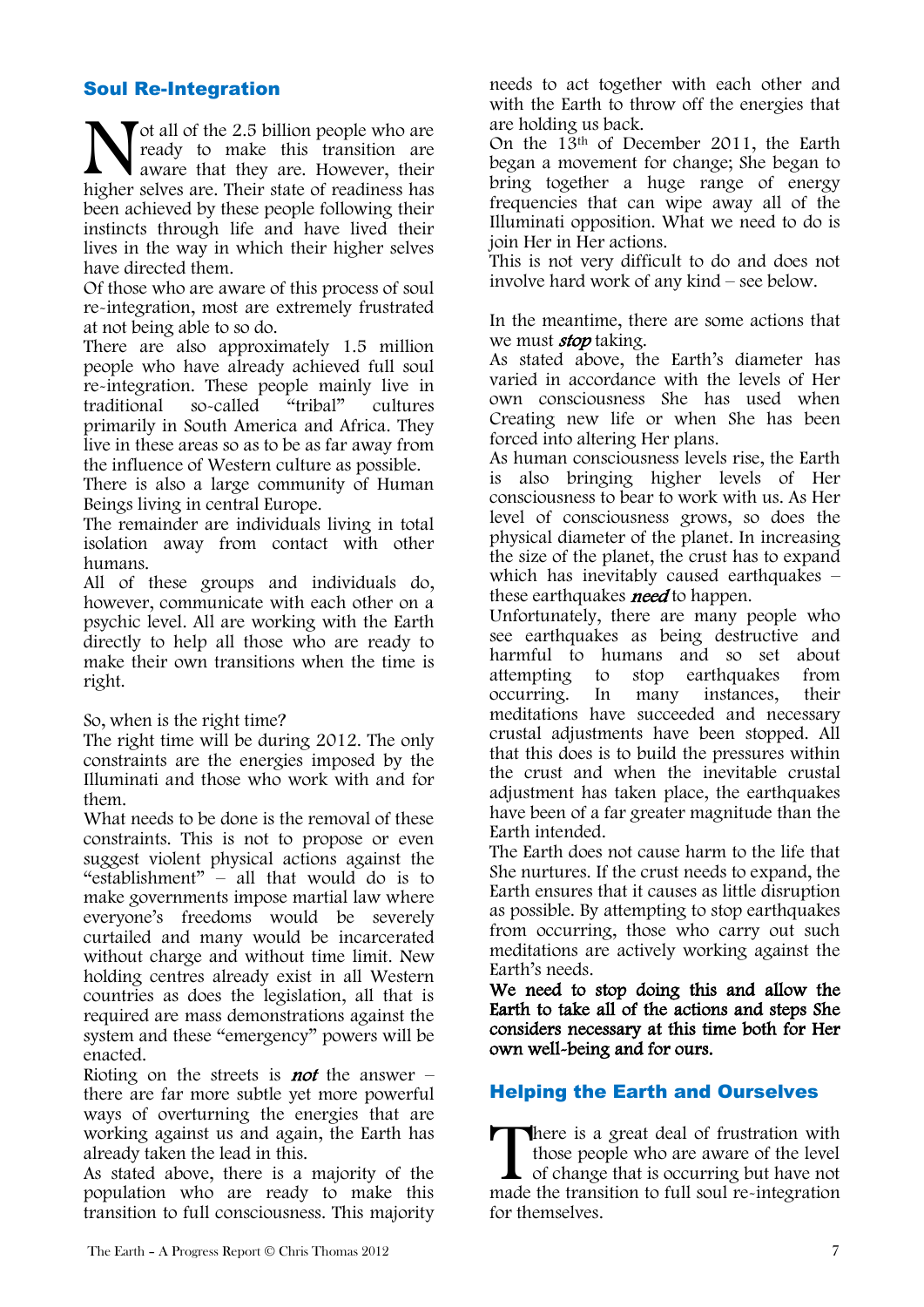## Soul Re-Integration

Not all of the 2.5 billion people who are ready to make this transition are aware that they are. However, their higher selves are. Their state of readiness has been achieved by these people following their instincts through life and have lived their lives in the way in which their higher selves have directed them.

Of those who are aware of this process of soul re-integration, most are extremely frustrated at not being able to so do.

There are also approximately 1.5 million people who have already achieved full soul re-integration. These people mainly live in traditional so-called "tribal" cultures primarily in South America and Africa. They live in these areas so as to be as far away from the influence of Western culture as possible.

There is also a large community of Human Beings living in central Europe.

The remainder are individuals living in total isolation away from contact with other humans.

All of these groups and individuals do, however, communicate with each other on a psychic level. All are working with the Earth directly to help all those who are ready to make their own transitions when the time is right.

So, when is the right time?

The right time will be during 2012. The only constraints are the energies imposed by the Illuminati and those who work with and for them.

What needs to be done is the removal of these constraints. This is not to propose or even suggest violent physical actions against the "establishment" – all that would do is to make governments impose martial law where everyone's freedoms would be severely curtailed and many would be incarcerated without charge and without time limit. New holding centres already exist in all Western countries as does the legislation, all that is required are mass demonstrations against the system and these "emergency" powers will be enacted.

Rioting on the streets is ***not*** the answer – there are far more subtle yet more powerful ways of overturning the energies that are working against us and again, the Earth has already taken the lead in this.

As stated above, there is a majority of the population who are ready to make this transition to full consciousness. This majority needs to act together with each other and with the Earth to throw off the energies that are holding us back.

On the 13th of December 2011, the Earth began a movement for change; She began to bring together a huge range of energy frequencies that can wipe away all of the Illuminati opposition. What we need to do is join Her in Her actions.

This is not very difficult to do and does not involve hard work of any kind – see below.

In the meantime, there are some actions that we must ***stop*** taking.

As stated above, the Earth's diameter has varied in accordance with the levels of Her own consciousness She has used when Creating new life or when She has been forced into altering Her plans.

As human consciousness levels rise, the Earth is also bringing higher levels of Her consciousness to bear to work with us. As Her level of consciousness grows, so does the physical diameter of the planet. In increasing the size of the planet, the crust has to expand which has inevitably caused earthquakes – these earthquakes ***need*** to happen.

Unfortunately, there are many people who see earthquakes as being destructive and harmful to humans and so set about attempting to stop earthquakes from occurring. In many instances, their meditations have succeeded and necessary crustal adjustments have been stopped. All that this does is to build the pressures within the crust and when the inevitable crustal adjustment has taken place, the earthquakes have been of a far greater magnitude than the Earth intended.

The Earth does not cause harm to the life that She nurtures. If the crust needs to expand, the Earth ensures that it causes as little disruption as possible. By attempting to stop earthquakes from occurring, those who carry out such meditations are actively working against the Earth's needs.

**We need to stop doing this and allow the Earth to take all of the actions and steps She considers necessary at this time both for Her own well-being and for ours.**

## Helping the Earth and Ourselves

There is a great deal of frustration with those people who are aware of the level of change that is occurring but have not made the transition to full soul re-integration for themselves.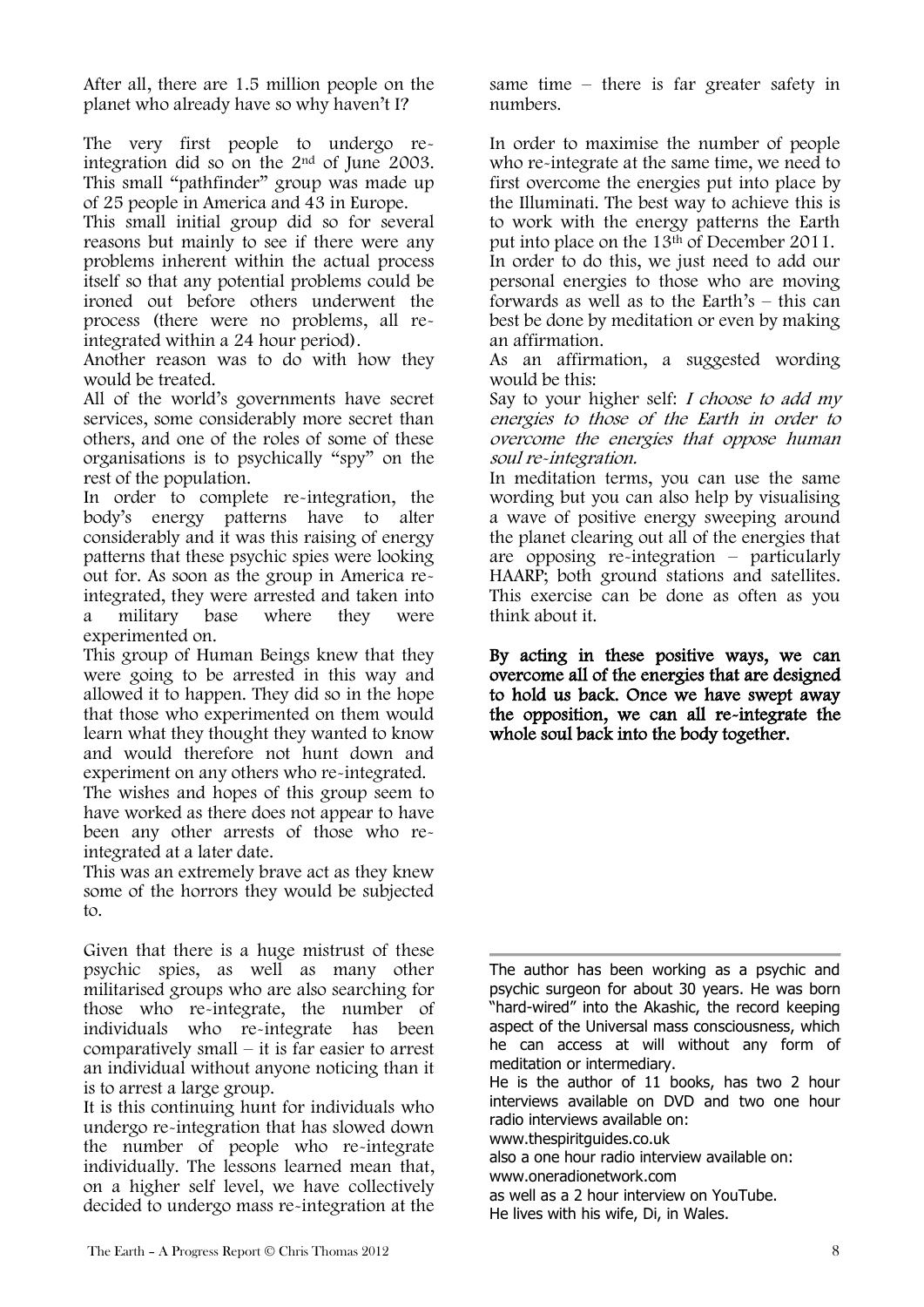After all, there are 1.5 million people on the planet who already have so why haven't I?

The very first people to undergo re-integration did so on the 2nd of June 2003. This small "pathfinder" group was made up of 25 people in America and 43 in Europe.

This small initial group did so for several reasons but mainly to see if there were any problems inherent within the actual process itself so that any potential problems could be ironed out before others underwent the process (there were no problems, all re-integrated within a 24 hour period).

Another reason was to do with how they would be treated.

All of the world's governments have secret services, some considerably more secret than others, and one of the roles of some of these organisations is to psychically "spy" on the rest of the population.

In order to complete re-integration, the body's energy patterns have to alter considerably and it was this raising of energy patterns that these psychic spies were looking out for. As soon as the group in America re-integrated, they were arrested and taken into a military base where they were experimented on.

This group of Human Beings knew that they were going to be arrested in this way and allowed it to happen. They did so in the hope that those who experimented on them would learn what they thought they wanted to know and would therefore not hunt down and experiment on any others who re-integrated.

The wishes and hopes of this group seem to have worked as there does not appear to have been any other arrests of those who re-integrated at a later date.

This was an extremely brave act as they knew some of the horrors they would be subjected to.

Given that there is a huge mistrust of these psychic spies, as well as many other militarised groups who are also searching for those who re-integrate, the number of individuals who re-integrate has been comparatively small – it is far easier to arrest an individual without anyone noticing than it is to arrest a large group.

It is this continuing hunt for individuals who undergo re-integration that has slowed down the number of people who re-integrate individually. The lessons learned mean that, on a higher self level, we have collectively decided to undergo mass re-integration at the same time – there is far greater safety in numbers.

In order to maximise the number of people who re-integrate at the same time, we need to first overcome the energies put into place by the Illuminati. The best way to achieve this is to work with the energy patterns the Earth put into place on the 13th of December 2011.

In order to do this, we just need to add our personal energies to those who are moving forwards as well as to the Earth's – this can best be done by meditation or even by making an affirmation.

As an affirmation, a suggested wording would be this:

Say to your higher self: *I choose to add my energies to those of the Earth in order to overcome the energies that oppose human soul re-integration.*

In meditation terms, you can use the same wording but you can also help by visualising a wave of positive energy sweeping around the planet clearing out all of the energies that are opposing re-integration – particularly HAARP; both ground stations and satellites. This exercise can be done as often as you think about it.

**By acting in these positive ways, we can overcome all of the energies that are designed to hold us back. Once we have swept away the opposition, we can all re-integrate the whole soul back into the body together.**

---

The author has been working as a psychic and psychic surgeon for about 30 years. He was born "hard-wired" into the Akashic, the record keeping aspect of the Universal mass consciousness, which he can access at will without any form of meditation or intermediary.

He is the author of 11 books, has two 2 hour interviews available on DVD and two one hour radio interviews available on:

www.thespiritguides.co.uk

also a one hour radio interview available on:

www.oneradionetwork.com

as well as a 2 hour interview on YouTube.

He lives with his wife, Di, in Wales.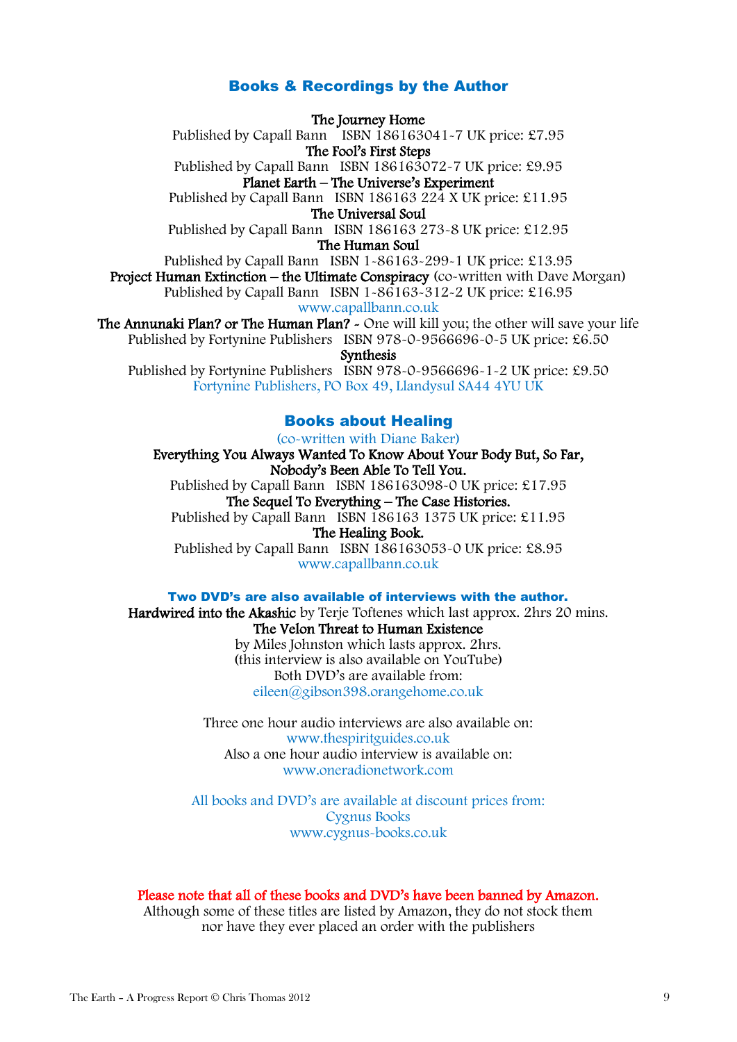## Books & Recordings by the Author

**The Journey Home**
Published by Capall Bann ISBN 186163041-7 UK price: £7.95
**The Fool's First Steps**
Published by Capall Bann ISBN 186163072-7 UK price: £9.95
**Planet Earth – The Universe's Experiment**
Published by Capall Bann ISBN 186163 224 X UK price: £11.95
**The Universal Soul**
Published by Capall Bann ISBN 186163 273-8 UK price: £12.95
**The Human Soul**
Published by Capall Bann ISBN 1-86163-299-1 UK price: £13.95
**Project Human Extinction – the Ultimate Conspiracy** (co-written with Dave Morgan)
Published by Capall Bann ISBN 1-86163-312-2 UK price: £16.95
www.capallbann.co.uk
**The Annunaki Plan? or The Human Plan?** - One will kill you; the other will save your life
Published by Fortynine Publishers ISBN 978-0-9566696-0-5 UK price: £6.50
**Synthesis**
Published by Fortynine Publishers ISBN 978-0-9566696-1-2 UK price: £9.50
Fortynine Publishers, PO Box 49, Llandysul SA44 4YU UK

## Books about Healing

(co-written with Diane Baker)
**Everything You Always Wanted To Know About Your Body But, So Far, Nobody's Been Able To Tell You.**
Published by Capall Bann ISBN 186163098-0 UK price: £17.95
**The Sequel To Everything – The Case Histories.**
Published by Capall Bann ISBN 186163 1375 UK price: £11.95
**The Healing Book.**
Published by Capall Bann ISBN 186163053-0 UK price: £8.95
www.capallbann.co.uk

### Two DVD's are also available of interviews with the author.

**Hardwired into the Akashic** by Terje Toftenes which last approx. 2hrs 20 mins.
**The Velon Threat to Human Existence**
by Miles Johnston which lasts approx. 2hrs.
(this interview is also available on YouTube)
Both DVD's are available from:
eileen@gibson398.orangehome.co.uk

Three one hour audio interviews are also available on:
www.thespiritguides.co.uk
Also a one hour audio interview is available on:
www.oneradionetwork.com

All books and DVD's are available at discount prices from:
Cygnus Books
www.cygnus-books.co.uk

**Please note that all of these books and DVD's have been banned by Amazon.**
Although some of these titles are listed by Amazon, they do not stock them nor have they ever placed an order with the publishers